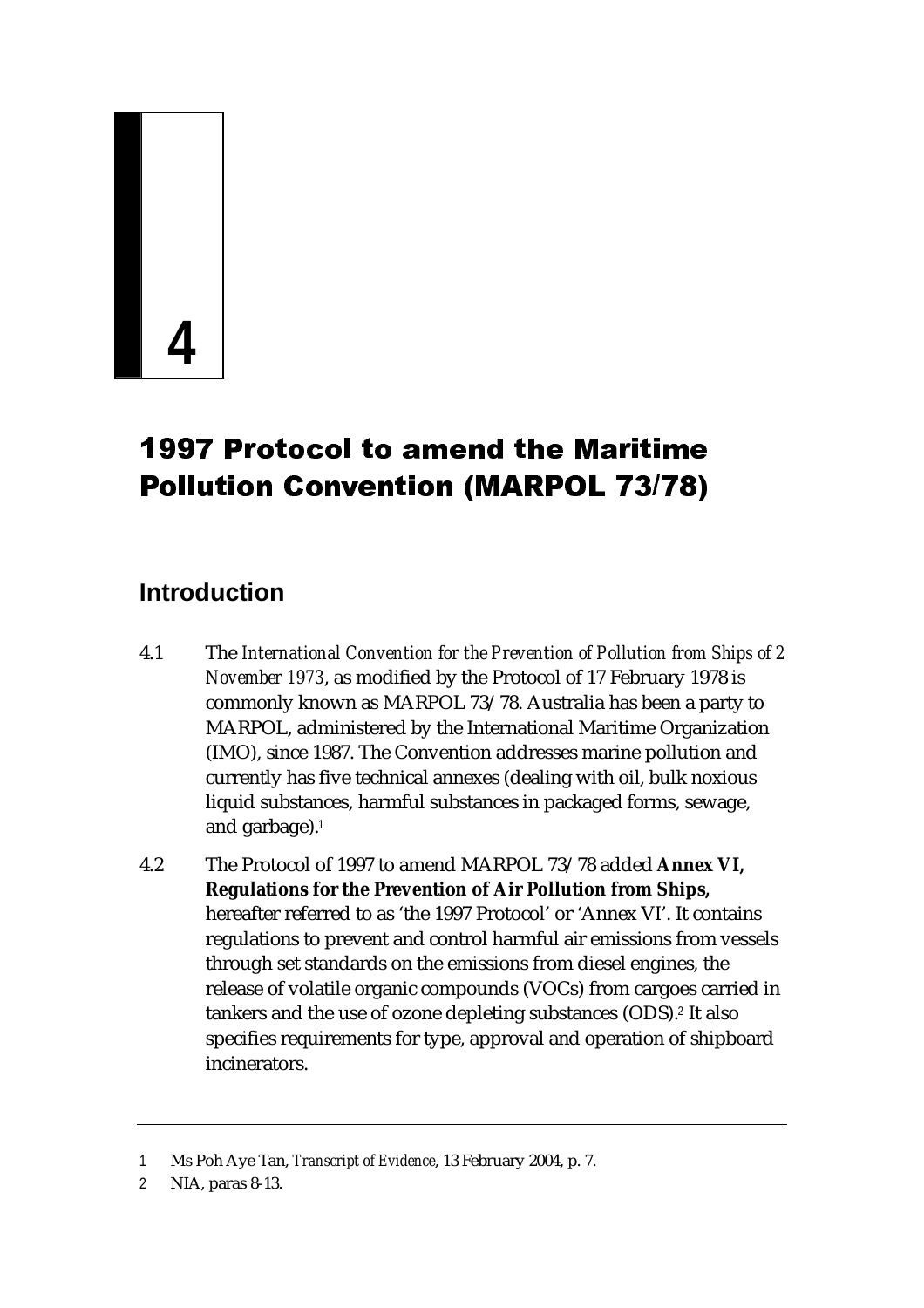# 4

# 1997 Protocol to amend the Maritime Pollution Convention (MARPOL 73/78)

## Introduction

4.1 The *International Convention for the Prevention of Pollution from Ships of 2 November 1973*, as modified by the Protocol of 17 February 1978 is commonly known as MARPOL 73/78. Australia has been a party to MARPOL, administered by the International Maritime Organization (IMO), since 1987. The Convention addresses marine pollution and currently has five technical annexes (dealing with oil, bulk noxious liquid substances, harmful substances in packaged forms, sewage, and garbage).[1]

4.2 The Protocol of 1997 to amend MARPOL 73/78 added **Annex VI, Regulations for the Prevention of Air Pollution from Ships,** hereafter referred to as 'the 1997 Protocol' or 'Annex VI'. It contains regulations to prevent and control harmful air emissions from vessels through set standards on the emissions from diesel engines, the release of volatile organic compounds (VOCs) from cargoes carried in tankers and the use of ozone depleting substances (ODS).[2] It also specifies requirements for type, approval and operation of shipboard incinerators.

---

1 Ms Poh Aye Tan, *Transcript of Evidence*, 13 February 2004, p. 7.

2 NIA, paras 8-13.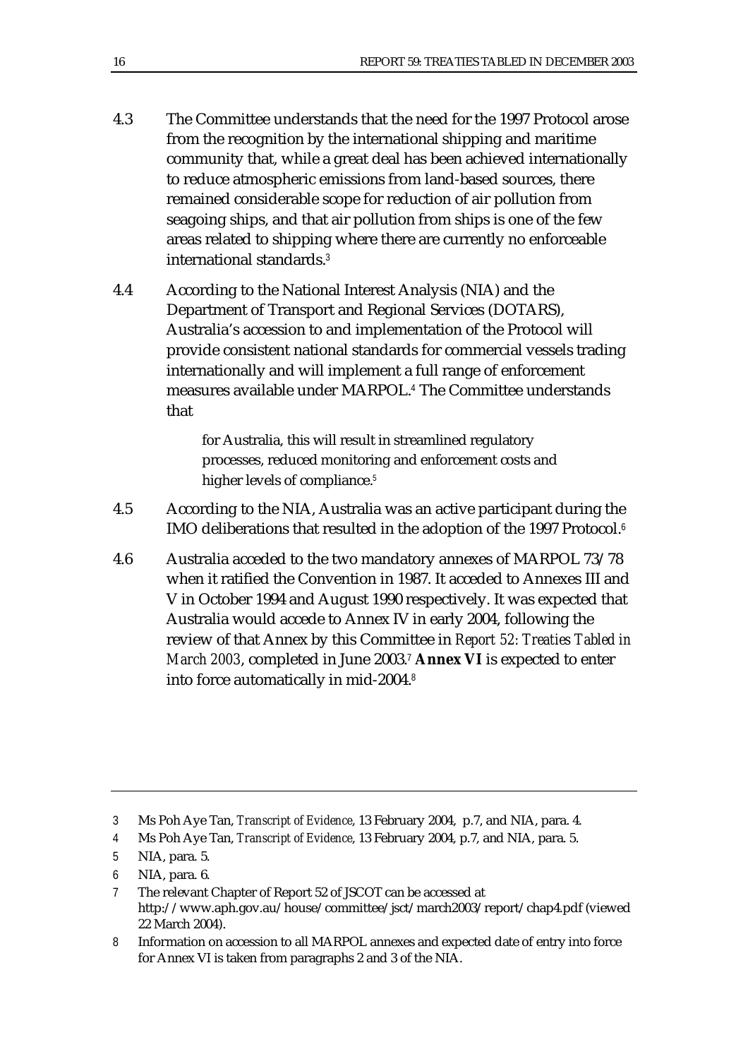4.3 The Committee understands that the need for the 1997 Protocol arose from the recognition by the international shipping and maritime community that, while a great deal has been achieved internationally to reduce atmospheric emissions from land-based sources, there remained considerable scope for reduction of air pollution from seagoing ships, and that air pollution from ships is one of the few areas related to shipping where there are currently no enforceable international standards.[3]

4.4 According to the National Interest Analysis (NIA) and the Department of Transport and Regional Services (DOTARS), Australia's accession to and implementation of the Protocol will provide consistent national standards for commercial vessels trading internationally and will implement a full range of enforcement measures available under MARPOL.[4] The Committee understands that

> for Australia, this will result in streamlined regulatory processes, reduced monitoring and enforcement costs and higher levels of compliance.[5]

4.5 According to the NIA, Australia was an active participant during the IMO deliberations that resulted in the adoption of the 1997 Protocol.[6]

4.6 Australia acceded to the two mandatory annexes of MARPOL 73/78 when it ratified the Convention in 1987. It acceded to Annexes III and V in October 1994 and August 1990 respectively. It was expected that Australia would accede to Annex IV in early 2004, following the review of that Annex by this Committee in *Report 52: Treaties Tabled in March 2003*, completed in June 2003.[7] **Annex VI** is expected to enter into force automatically in mid-2004.[8]

---

3 Ms Poh Aye Tan, *Transcript of Evidence*, 13 February 2004, p.7, and NIA, para. 4.

4 Ms Poh Aye Tan, *Transcript of Evidence*, 13 February 2004, p.7, and NIA, para. 5.

5 NIA, para. 5.

6 NIA, para. 6.

7 The relevant Chapter of Report 52 of JSCOT can be accessed at http://www.aph.gov.au/house/committee/jsct/march2003/report/chap4.pdf (viewed 22 March 2004).

8 Information on accession to all MARPOL annexes and expected date of entry into force for Annex VI is taken from paragraphs 2 and 3 of the NIA.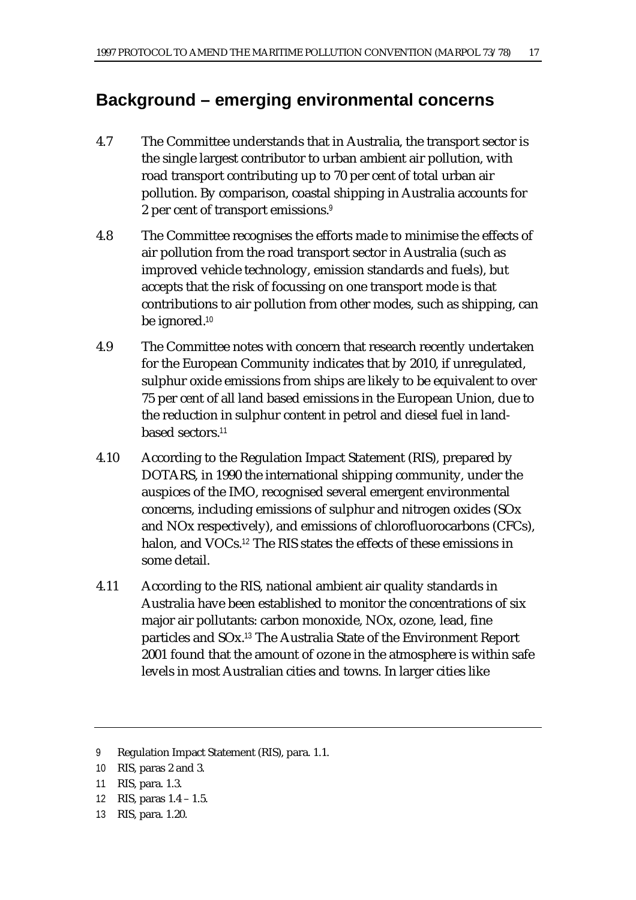## Background – emerging environmental concerns

4.7 The Committee understands that in Australia, the transport sector is the single largest contributor to urban ambient air pollution, with road transport contributing up to 70 per cent of total urban air pollution. By comparison, coastal shipping in Australia accounts for 2 per cent of transport emissions.[9]

4.8 The Committee recognises the efforts made to minimise the effects of air pollution from the road transport sector in Australia (such as improved vehicle technology, emission standards and fuels), but accepts that the risk of focussing on one transport mode is that contributions to air pollution from other modes, such as shipping, can be ignored.[10]

4.9 The Committee notes with concern that research recently undertaken for the European Community indicates that by 2010, if unregulated, sulphur oxide emissions from ships are likely to be equivalent to over 75 per cent of all land based emissions in the European Union, due to the reduction in sulphur content in petrol and diesel fuel in land-based sectors.[11]

4.10 According to the Regulation Impact Statement (RIS), prepared by DOTARS, in 1990 the international shipping community, under the auspices of the IMO, recognised several emergent environmental concerns, including emissions of sulphur and nitrogen oxides (SOx and NOx respectively), and emissions of chlorofluorocarbons (CFCs), halon, and VOCs.[12] The RIS states the effects of these emissions in some detail.

4.11 According to the RIS, national ambient air quality standards in Australia have been established to monitor the concentrations of six major air pollutants: carbon monoxide, NOx, ozone, lead, fine particles and SOx.[13] The Australia State of the Environment Report 2001 found that the amount of ozone in the atmosphere is within safe levels in most Australian cities and towns. In larger cities like

---

9 Regulation Impact Statement (RIS), para. 1.1.

10 RIS, paras 2 and 3.

11 RIS, para. 1.3.

12 RIS, paras 1.4 – 1.5.

13 RIS, para. 1.20.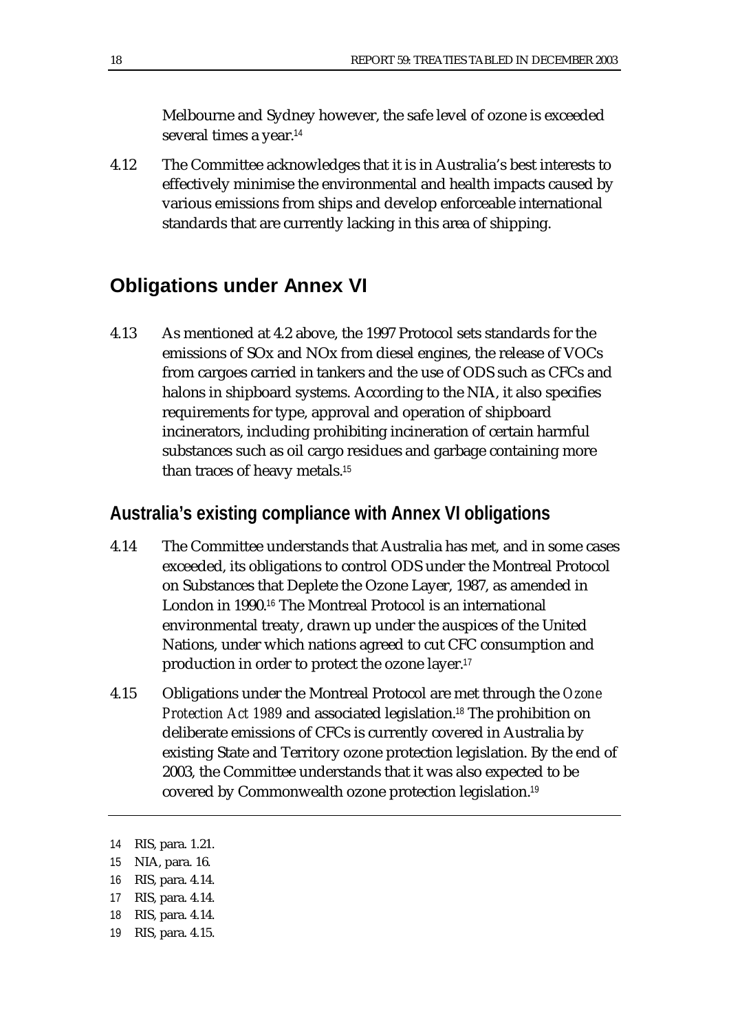Melbourne and Sydney however, the safe level of ozone is exceeded several times a year.[14]

4.12 The Committee acknowledges that it is in Australia's best interests to effectively minimise the environmental and health impacts caused by various emissions from ships and develop enforceable international standards that are currently lacking in this area of shipping.

## Obligations under Annex VI

4.13 As mentioned at 4.2 above, the 1997 Protocol sets standards for the emissions of SOx and NOx from diesel engines, the release of VOCs from cargoes carried in tankers and the use of ODS such as CFCs and halons in shipboard systems. According to the NIA, it also specifies requirements for type, approval and operation of shipboard incinerators, including prohibiting incineration of certain harmful substances such as oil cargo residues and garbage containing more than traces of heavy metals.[15]

### Australia's existing compliance with Annex VI obligations

4.14 The Committee understands that Australia has met, and in some cases exceeded, its obligations to control ODS under the Montreal Protocol on Substances that Deplete the Ozone Layer, 1987, as amended in London in 1990.[16] The Montreal Protocol is an international environmental treaty, drawn up under the auspices of the United Nations, under which nations agreed to cut CFC consumption and production in order to protect the ozone layer.[17]

4.15 Obligations under the Montreal Protocol are met through the *Ozone Protection Act 1989* and associated legislation.[18] The prohibition on deliberate emissions of CFCs is currently covered in Australia by existing State and Territory ozone protection legislation. By the end of 2003, the Committee understands that it was also expected to be covered by Commonwealth ozone protection legislation.[19]

---

14 RIS, para. 1.21.

15 NIA, para. 16.

16 RIS, para. 4.14.

17 RIS, para. 4.14.

18 RIS, para. 4.14.

19 RIS, para. 4.15.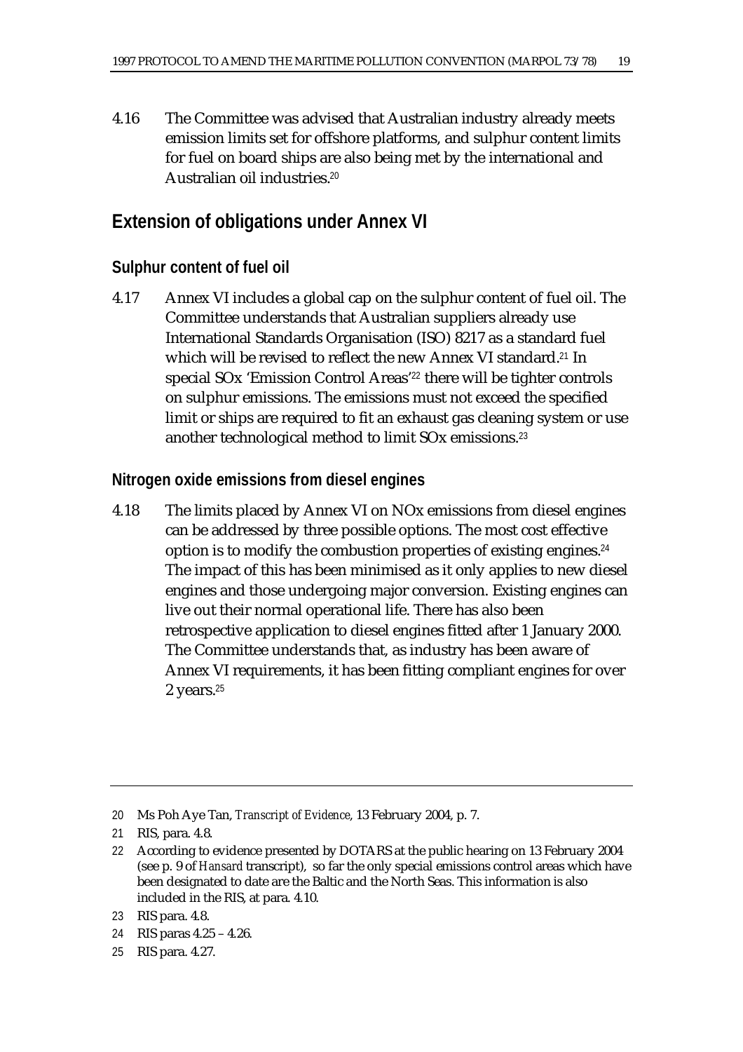4.16 The Committee was advised that Australian industry already meets emission limits set for offshore platforms, and sulphur content limits for fuel on board ships are also being met by the international and Australian oil industries.[20]

## Extension of obligations under Annex VI

### Sulphur content of fuel oil

4.17 Annex VI includes a global cap on the sulphur content of fuel oil. The Committee understands that Australian suppliers already use International Standards Organisation (ISO) 8217 as a standard fuel which will be revised to reflect the new Annex VI standard.[21] In special SOx 'Emission Control Areas'[22] there will be tighter controls on sulphur emissions. The emissions must not exceed the specified limit or ships are required to fit an exhaust gas cleaning system or use another technological method to limit SOx emissions.[23]

### Nitrogen oxide emissions from diesel engines

4.18 The limits placed by Annex VI on NOx emissions from diesel engines can be addressed by three possible options. The most cost effective option is to modify the combustion properties of existing engines.[24] The impact of this has been minimised as it only applies to new diesel engines and those undergoing major conversion. Existing engines can live out their normal operational life. There has also been retrospective application to diesel engines fitted after 1 January 2000. The Committee understands that, as industry has been aware of Annex VI requirements, it has been fitting compliant engines for over 2 years.[25]

---

20 Ms Poh Aye Tan, *Transcript of Evidence*, 13 February 2004, p. 7.

21 RIS, para. 4.8.

22 According to evidence presented by DOTARS at the public hearing on 13 February 2004 (see p. 9 of *Hansard* transcript), so far the only special emissions control areas which have been designated to date are the Baltic and the North Seas. This information is also included in the RIS, at para. 4.10.

23 RIS para. 4.8.

24 RIS paras 4.25 – 4.26.

25 RIS para. 4.27.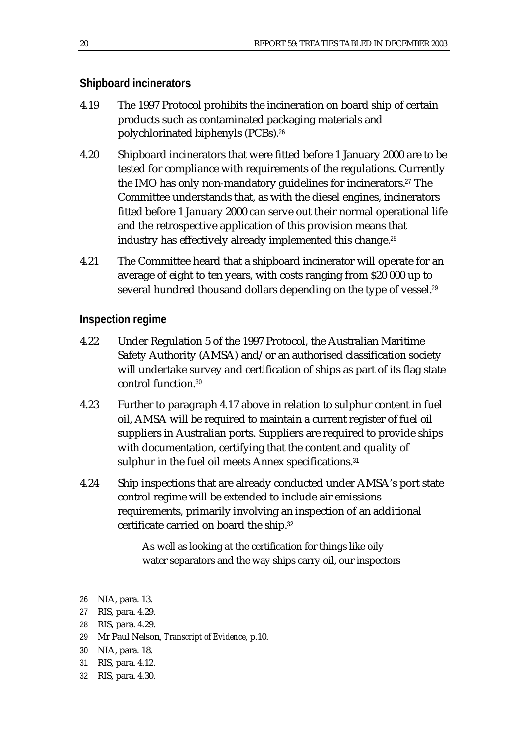### Shipboard incinerators

4.19 The 1997 Protocol prohibits the incineration on board ship of certain products such as contaminated packaging materials and polychlorinated biphenyls (PCBs).[26]

4.20 Shipboard incinerators that were fitted before 1 January 2000 are to be tested for compliance with requirements of the regulations. Currently the IMO has only non-mandatory guidelines for incinerators.[27] The Committee understands that, as with the diesel engines, incinerators fitted before 1 January 2000 can serve out their normal operational life and the retrospective application of this provision means that industry has effectively already implemented this change.[28]

4.21 The Committee heard that a shipboard incinerator will operate for an average of eight to ten years, with costs ranging from $20 000 up to several hundred thousand dollars depending on the type of vessel.[29]

### Inspection regime

4.22 Under Regulation 5 of the 1997 Protocol, the Australian Maritime Safety Authority (AMSA) and/or an authorised classification society will undertake survey and certification of ships as part of its flag state control function.[30]

4.23 Further to paragraph 4.17 above in relation to sulphur content in fuel oil, AMSA will be required to maintain a current register of fuel oil suppliers in Australian ports. Suppliers are required to provide ships with documentation, certifying that the content and quality of sulphur in the fuel oil meets Annex specifications.[31]

4.24 Ship inspections that are already conducted under AMSA's port state control regime will be extended to include air emissions requirements, primarily involving an inspection of an additional certificate carried on board the ship.[32]

> As well as looking at the certification for things like oily water separators and the way ships carry oil, our inspectors

---

26 NIA, para. 13.

27 RIS, para. 4.29.

28 RIS, para. 4.29.

29 Mr Paul Nelson, *Transcript of Evidence*, p.10.

30 NIA, para. 18.

31 RIS, para. 4.12.

32 RIS, para. 4.30.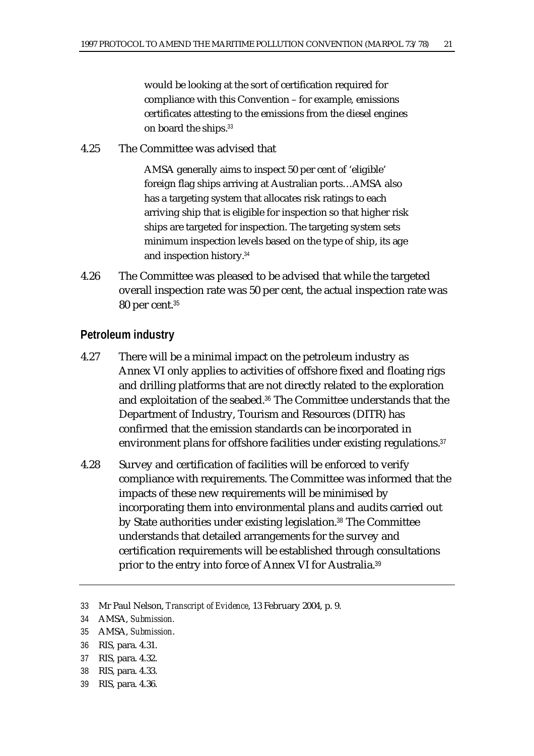> would be looking at the sort of certification required for compliance with this Convention – for example, emissions certificates attesting to the emissions from the diesel engines on board the ships.[33]

4.25 The Committee was advised that

> AMSA generally aims to inspect 50 per cent of 'eligible' foreign flag ships arriving at Australian ports…AMSA also has a targeting system that allocates risk ratings to each arriving ship that is eligible for inspection so that higher risk ships are targeted for inspection. The targeting system sets minimum inspection levels based on the type of ship, its age and inspection history.[34]

4.26 The Committee was pleased to be advised that while the targeted overall inspection rate was 50 per cent, the actual inspection rate was 80 per cent.[35]

### Petroleum industry

4.27 There will be a minimal impact on the petroleum industry as Annex VI only applies to activities of offshore fixed and floating rigs and drilling platforms that are not directly related to the exploration and exploitation of the seabed.[36] The Committee understands that the Department of Industry, Tourism and Resources (DITR) has confirmed that the emission standards can be incorporated in environment plans for offshore facilities under existing regulations.[37]

4.28 Survey and certification of facilities will be enforced to verify compliance with requirements. The Committee was informed that the impacts of these new requirements will be minimised by incorporating them into environmental plans and audits carried out by State authorities under existing legislation.[38] The Committee understands that detailed arrangements for the survey and certification requirements will be established through consultations prior to the entry into force of Annex VI for Australia.[39]

---

33 Mr Paul Nelson, *Transcript of Evidence*, 13 February 2004, p. 9.

34 AMSA, *Submission.*

35 AMSA, *Submission*.

36 RIS, para. 4.31.

37 RIS, para. 4.32.

38 RIS, para. 4.33.

39 RIS, para. 4.36.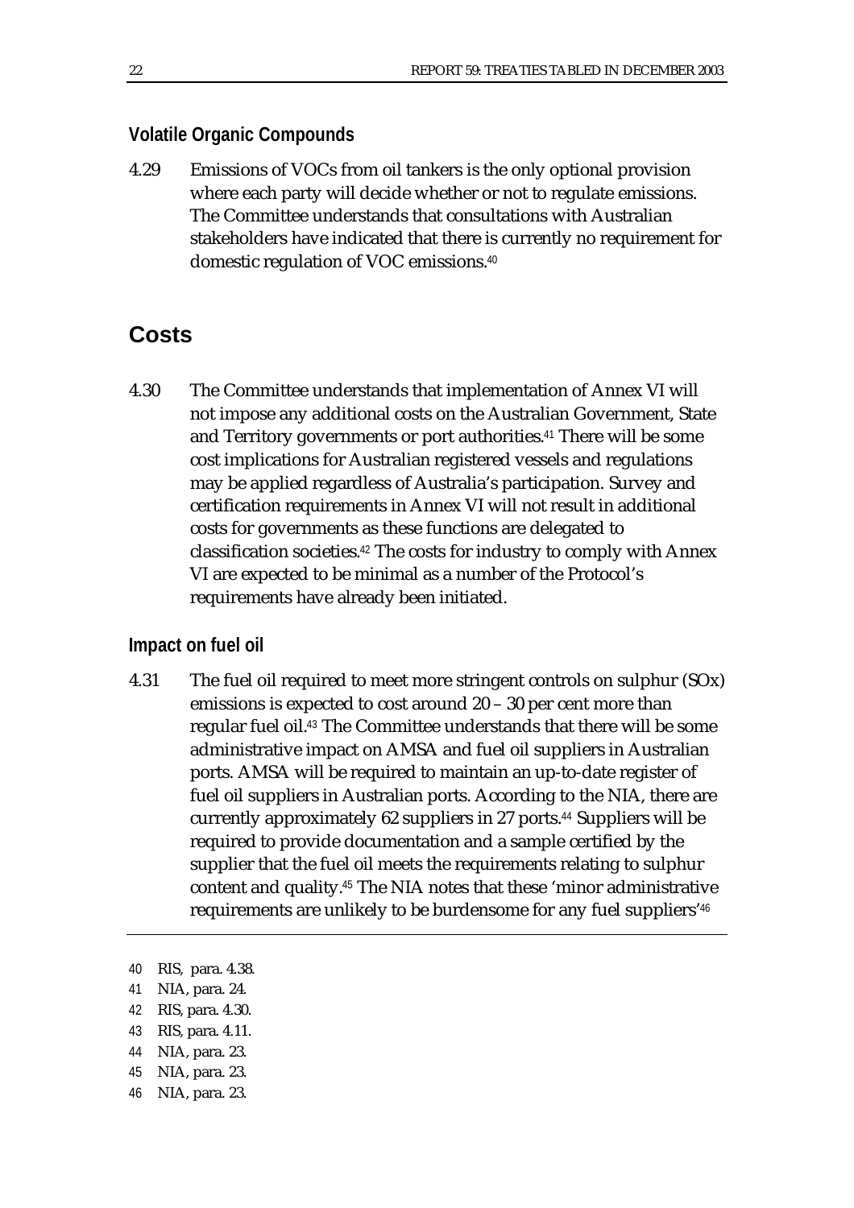### Volatile Organic Compounds

4.29 Emissions of VOCs from oil tankers is the only optional provision where each party will decide whether or not to regulate emissions. The Committee understands that consultations with Australian stakeholders have indicated that there is currently no requirement for domestic regulation of VOC emissions.[40]

## Costs

4.30 The Committee understands that implementation of Annex VI will not impose any additional costs on the Australian Government, State and Territory governments or port authorities.[41] There will be some cost implications for Australian registered vessels and regulations may be applied regardless of Australia's participation. Survey and certification requirements in Annex VI will not result in additional costs for governments as these functions are delegated to classification societies.[42] The costs for industry to comply with Annex VI are expected to be minimal as a number of the Protocol's requirements have already been initiated.

### Impact on fuel oil

4.31 The fuel oil required to meet more stringent controls on sulphur (SOx) emissions is expected to cost around 20 – 30 per cent more than regular fuel oil.[43] The Committee understands that there will be some administrative impact on AMSA and fuel oil suppliers in Australian ports. AMSA will be required to maintain an up-to-date register of fuel oil suppliers in Australian ports. According to the NIA, there are currently approximately 62 suppliers in 27 ports.[44] Suppliers will be required to provide documentation and a sample certified by the supplier that the fuel oil meets the requirements relating to sulphur content and quality.[45] The NIA notes that these 'minor administrative requirements are unlikely to be burdensome for any fuel suppliers'[46]

---

40 RIS, para. 4.38.

41 NIA, para. 24.

42 RIS, para. 4.30.

43 RIS, para. 4.11.

44 NIA, para. 23.

45 NIA, para. 23.

46 NIA, para. 23.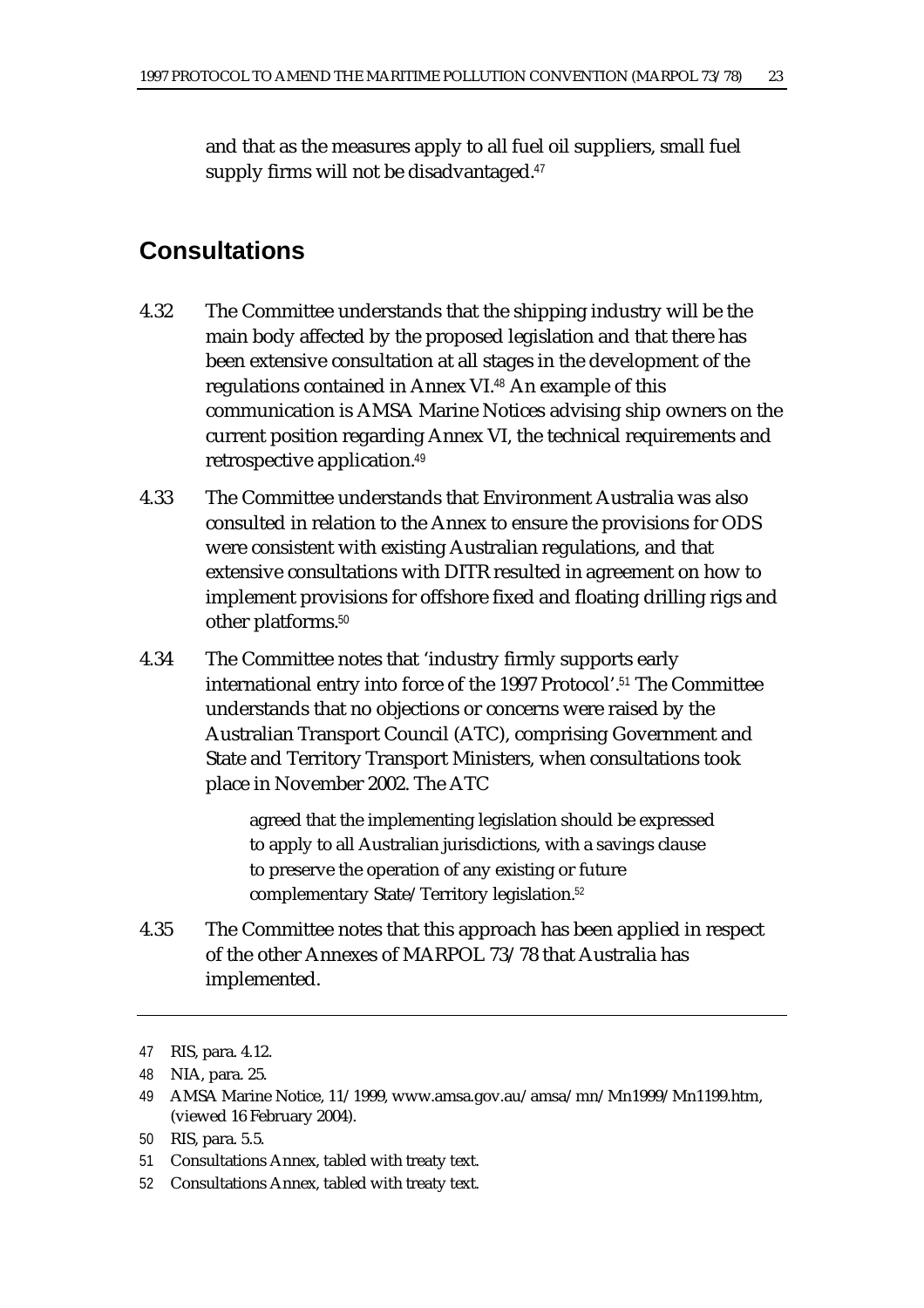and that as the measures apply to all fuel oil suppliers, small fuel supply firms will not be disadvantaged.[47]

## Consultations

4.32 The Committee understands that the shipping industry will be the main body affected by the proposed legislation and that there has been extensive consultation at all stages in the development of the regulations contained in Annex VI.[48] An example of this communication is AMSA Marine Notices advising ship owners on the current position regarding Annex VI, the technical requirements and retrospective application.[49]

4.33 The Committee understands that Environment Australia was also consulted in relation to the Annex to ensure the provisions for ODS were consistent with existing Australian regulations, and that extensive consultations with DITR resulted in agreement on how to implement provisions for offshore fixed and floating drilling rigs and other platforms.[50]

4.34 The Committee notes that 'industry firmly supports early international entry into force of the 1997 Protocol'.[51] The Committee understands that no objections or concerns were raised by the Australian Transport Council (ATC), comprising Government and State and Territory Transport Ministers, when consultations took place in November 2002. The ATC

> agreed that the implementing legislation should be expressed to apply to all Australian jurisdictions, with a savings clause to preserve the operation of any existing or future complementary State/Territory legislation.[52]

4.35 The Committee notes that this approach has been applied in respect of the other Annexes of MARPOL 73/78 that Australia has implemented.

---

47 RIS, para. 4.12.

48 NIA, para. 25.

49 AMSA Marine Notice, 11/1999, www.amsa.gov.au/amsa/mn/Mn1999/Mn1199.htm, (viewed 16 February 2004).

50 RIS, para. 5.5.

51 Consultations Annex, tabled with treaty text.

52 Consultations Annex, tabled with treaty text.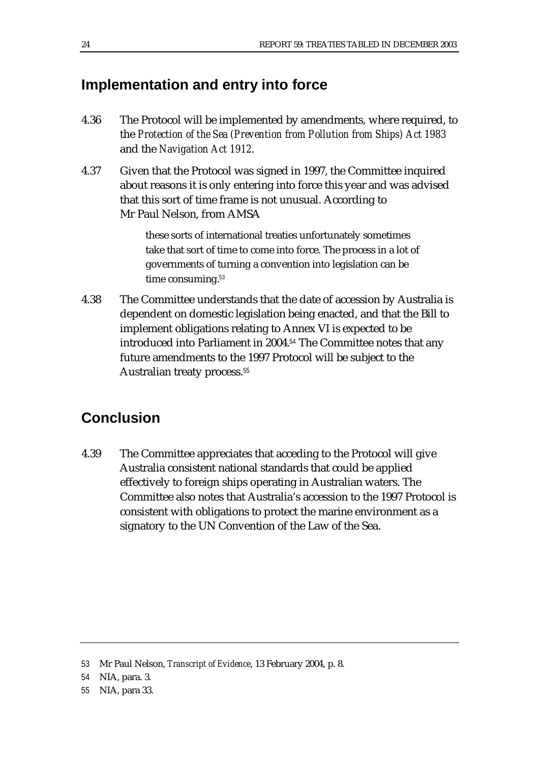## Implementation and entry into force

4.36 The Protocol will be implemented by amendments, where required, to the *Protection of the Sea (Prevention from Pollution from Ships) Act 1983* and the *Navigation Act 1912*.

4.37 Given that the Protocol was signed in 1997, the Committee inquired about reasons it is only entering into force this year and was advised that this sort of time frame is not unusual. According to Mr Paul Nelson, from AMSA

> these sorts of international treaties unfortunately sometimes take that sort of time to come into force. The process in a lot of governments of turning a convention into legislation can be time consuming.[53]

4.38 The Committee understands that the date of accession by Australia is dependent on domestic legislation being enacted, and that the Bill to implement obligations relating to Annex VI is expected to be introduced into Parliament in 2004.[54] The Committee notes that any future amendments to the 1997 Protocol will be subject to the Australian treaty process.[55]

## Conclusion

4.39 The Committee appreciates that acceding to the Protocol will give Australia consistent national standards that could be applied effectively to foreign ships operating in Australian waters. The Committee also notes that Australia's accession to the 1997 Protocol is consistent with obligations to protect the marine environment as a signatory to the UN Convention of the Law of the Sea.

---

53 Mr Paul Nelson, *Transcript of Evidence*, 13 February 2004, p. 8.

54 NIA, para. 3.

55 NIA, para 33.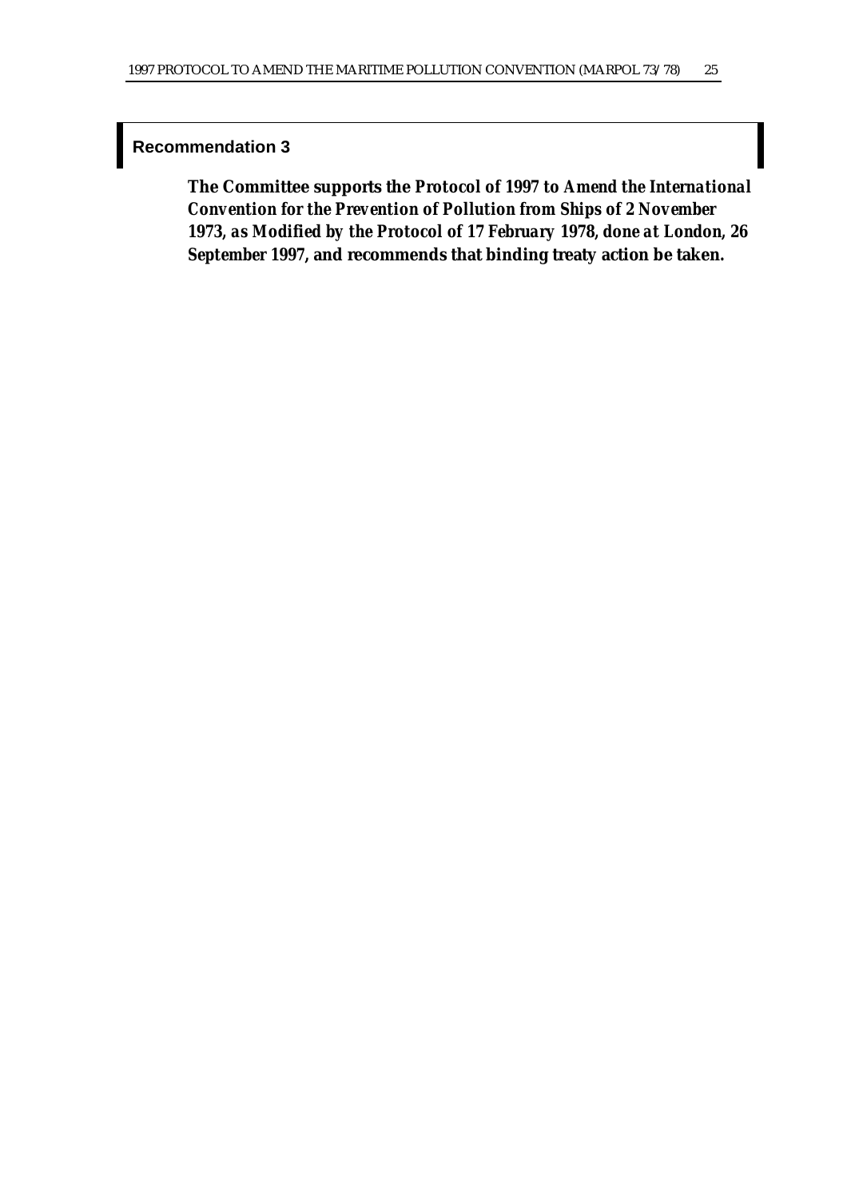### Recommendation 3

**The Committee supports the *Protocol of 1997 to Amend the International Convention for the Prevention of Pollution from Ships of 2 November 1973, as Modified by the Protocol of 17 February 1978, done at London, 26 September 1997*, and recommends that binding treaty action be taken.**